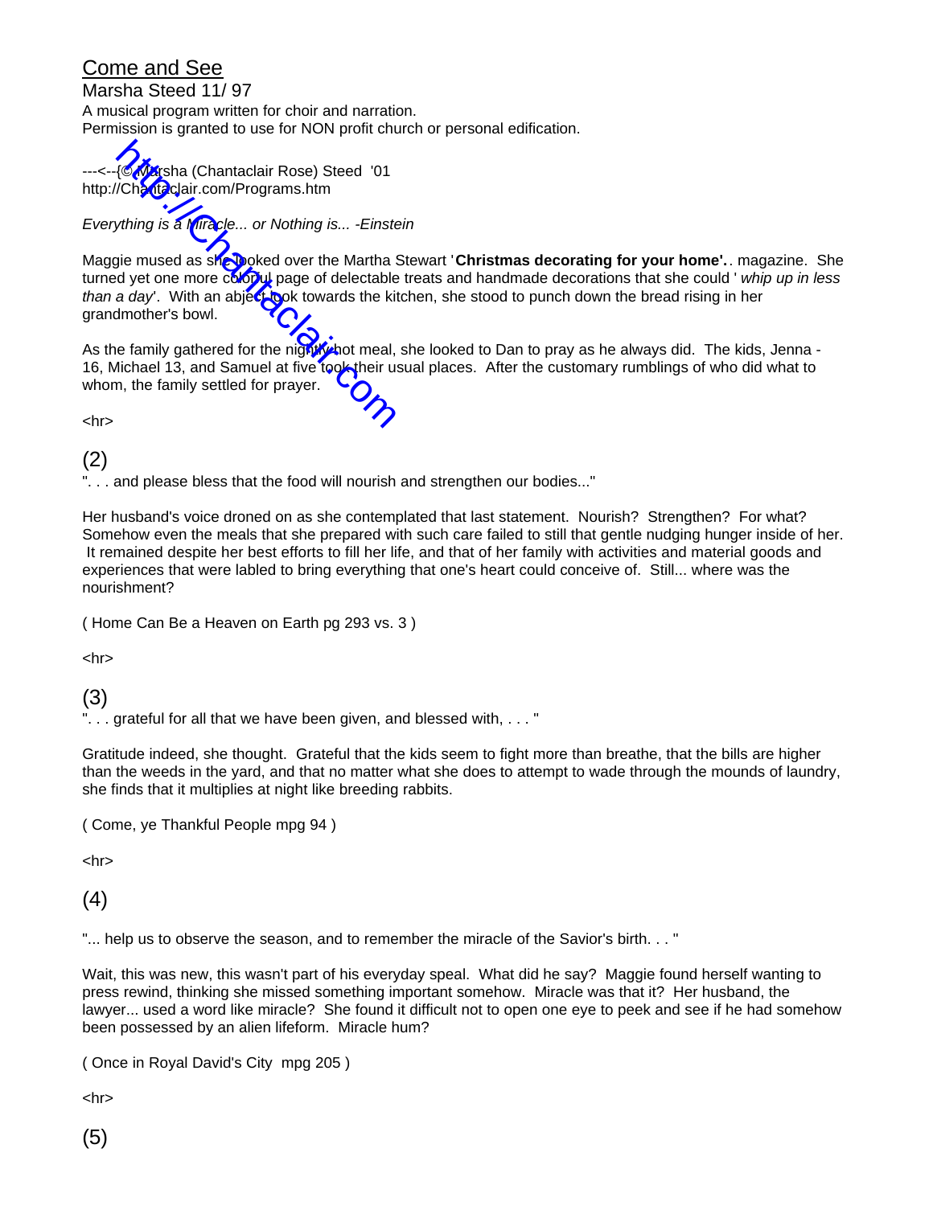# Come and See

Marsha Steed 11/ 97

A musical program written for choir and narration.

Permission is granted to use for NON profit church or personal edification.

---<--{@ Marsha (Chantaclair Rose) Steed '01

http://Chantaclair.com/Programs.htm

*Everything is a Miracle... or Nothing is... -Einstein*

Maggie mused as she looked over the Martha Stewart '**Christmas decorating for your home'.**. magazine. She turned yet one more colorful page of delectable treats and handmade decorations that she could ' *whip up in less than a day*'. With an abject look towards the kitchen, she stood to punch down the bread rising in her grandmother's bowl.

As the family gathered for the nightly hot meal, she looked to Dan to pray as he always did. The kids, Jenna - 16, Michael 13, and Samuel at five took their usual places. After the customary rumblings of who did what to whom, the family settled for prayer.

<hr>

## (2)

". . . and please bless that the food will nourish and strengthen our bodies..."

Her husband's voice droned on as she contemplated that last statement. Nourish? Strengthen? For what? Somehow even the meals that she prepared with such care failed to still that gentle nudging hunger inside of her. It remained despite her best efforts to fill her life, and that of her family with activities and material goods and experiences that were labled to bring everything that one's heart could conceive of. Still... where was the nourishment?

( Home Can Be a Heaven on Earth pg 293 vs. 3 )

<hr>

## (3)

". . . grateful for all that we have been given, and blessed with, . . . "

Gratitude indeed, she thought. Grateful that the kids seem to fight more than breathe, that the bills are higher than the weeds in the yard, and that no matter what she does to attempt to wade through the mounds of laundry, she finds that it multiplies at night like breeding rabbits.

( Come, ye Thankful People mpg 94 )

<hr>

## (4)

"... help us to observe the season, and to remember the miracle of the Savior's birth. . . "

Wait, this was new, this wasn't part of his everyday speal. What did he say? Maggie found herself wanting to press rewind, thinking she missed something important somehow. Miracle was that it? Her husband, the lawyer... used a word like miracle? She found it difficult not to open one eye to peek and see if he had somehow been possessed by an alien lifeform. Miracle hum?

( Once in Royal David's City mpg 205 )

<hr>

## (5)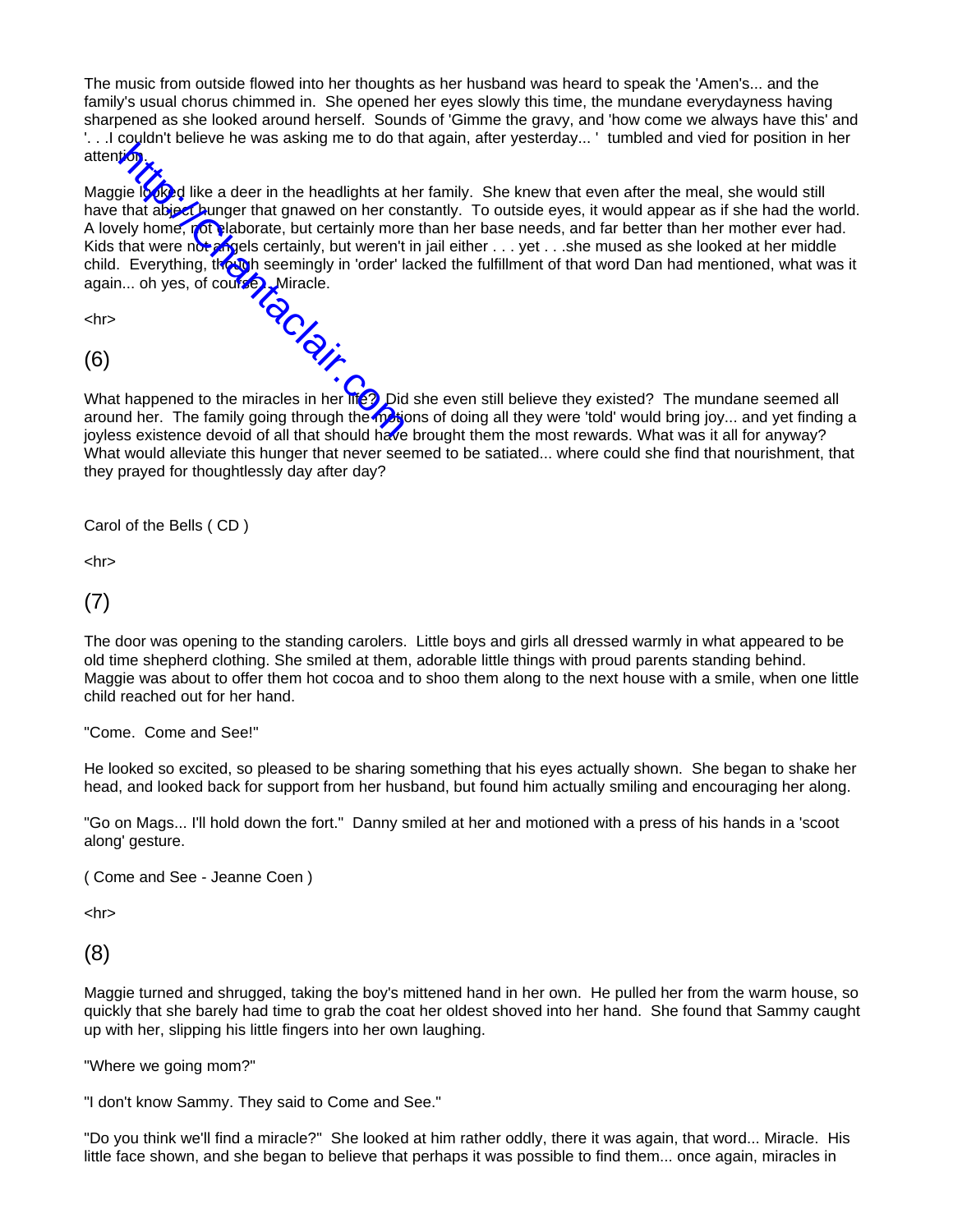The music from outside flowed into her thoughts as her husband was heard to speak the 'Amen's... and the family's usual chorus chimmed in. She opened her eyes slowly this time, the mundane everydayness having sharpened as she looked around herself. Sounds of 'Gimme the gravy, and 'how come we always have this' and '. . .I couldn't believe he was asking me to do that again, after yesterday... ' tumbled and vied for position in her attention.

Maggie looked like a deer in the headlights at her family. She knew that even after the meal, she would still have that abject hunger that gnawed on her constantly. To outside eyes, it would appear as if she had the world. A lovely home, not elaborate, but certainly more than her base needs, and far better than her mother ever had. Kids that were not angels certainly, but weren't in jail either . . . yet . . .she mused as she looked at her middle child. Everything, though seemingly in 'order' lacked the fulfillment of that word Dan had mentioned, what was it again... oh yes, of course... Miracle.

<hr>

(6)

What happened to the miracles in her life? Did she even still believe they existed? The mundane seemed all around her. The family going through the motions of doing all they were 'told' would bring joy... and yet finding a joyless existence devoid of all that should have brought them the most rewards. What was it all for anyway? What would alleviate this hunger that never seemed to be satiated... where could she find that nourishment, that they prayed for thoughtlessly day after day?

Carol of the Bells ( CD )

<hr>

(7)

The door was opening to the standing carolers. Little boys and girls all dressed warmly in what appeared to be old time shepherd clothing. She smiled at them, adorable little things with proud parents standing behind. Maggie was about to offer them hot cocoa and to shoo them along to the next house with a smile, when one little child reached out for her hand.

"Come. Come and See!"

He looked so excited, so pleased to be sharing something that his eyes actually shown. She began to shake her head, and looked back for support from her husband, but found him actually smiling and encouraging her along.

"Go on Mags... I'll hold down the fort." Danny smiled at her and motioned with a press of his hands in a 'scoot along' gesture.

( Come and See - Jeanne Coen )

<hr>

(8)

Maggie turned and shrugged, taking the boy's mittened hand in her own. He pulled her from the warm house, so quickly that she barely had time to grab the coat her oldest shoved into her hand. She found that Sammy caught up with her, slipping his little fingers into her own laughing.

"Where we going mom?"

"I don't know Sammy. They said to Come and See."

"Do you think we'll find a miracle?" She looked at him rather oddly, there it was again, that word... Miracle. His little face shown, and she began to believe that perhaps it was possible to find them... once again, miracles in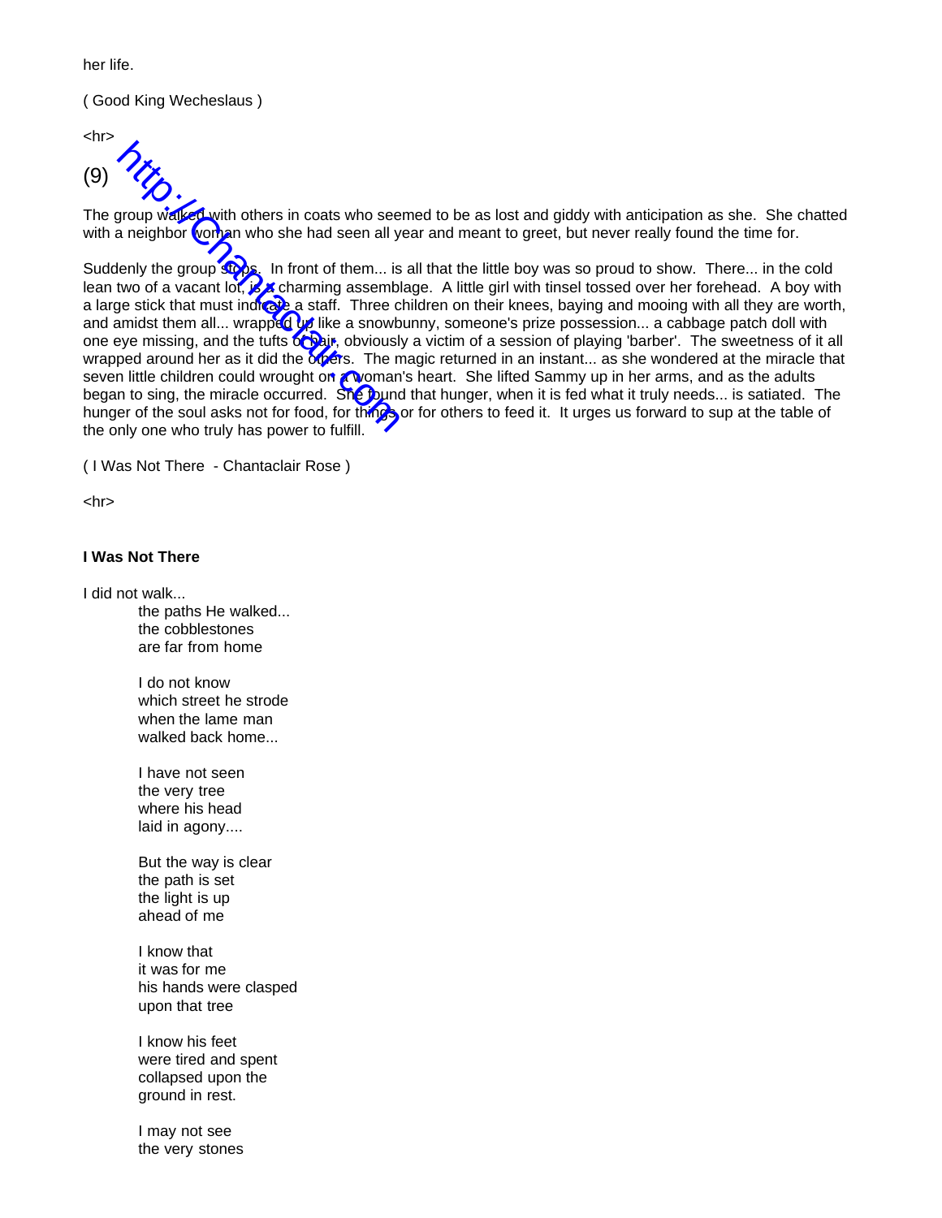her life.

( Good King Wecheslaus )

<hr>

(9)

The group walked with others in coats who seemed to be as lost and giddy with anticipation as she. She chatted with a neighbor woman who she had seen all year and meant to greet, but never really found the time for.

Suddenly the group stops. In front of them... is all that the little boy was so proud to show. There... in the cold lean two of a vacant lot, is a charming assemblage. A little girl with tinsel tossed over her forehead. A boy with a large stick that must indicate a staff. Three children on their knees, baying and mooing with all they are worth, and amidst them all... wrapped up like a snowbunny, someone's prize possession... a cabbage patch doll with one eye missing, and the tufts of hair, obviously a victim of a session of playing 'barber'. The sweetness of it all wrapped around her as it did the others. The magic returned in an instant... as she wondered at the miracle that seven little children could wrought on a woman's heart. She lifted Sammy up in her arms, and as the adults began to sing, the miracle occurred. She found that hunger, when it is fed what it truly needs... is satiated. The hunger of the soul asks not for food, for things or for others to feed it. It urges us forward to sup at the table of the only one who truly has power to fulfill.

( I Was Not There - Chantaclair Rose )

<hr>

**I Was Not There**

I did not walk...
the paths He walked...
the cobblestones
are far from home

I do not know
which street he strode
when the lame man
walked back home...

I have not seen
the very tree
where his head
laid in agony....

But the way is clear
the path is set
the light is up
ahead of me

I know that
it was for me
his hands were clasped
upon that tree

I know his feet
were tired and spent
collapsed upon the
ground in rest.

I may not see
the very stones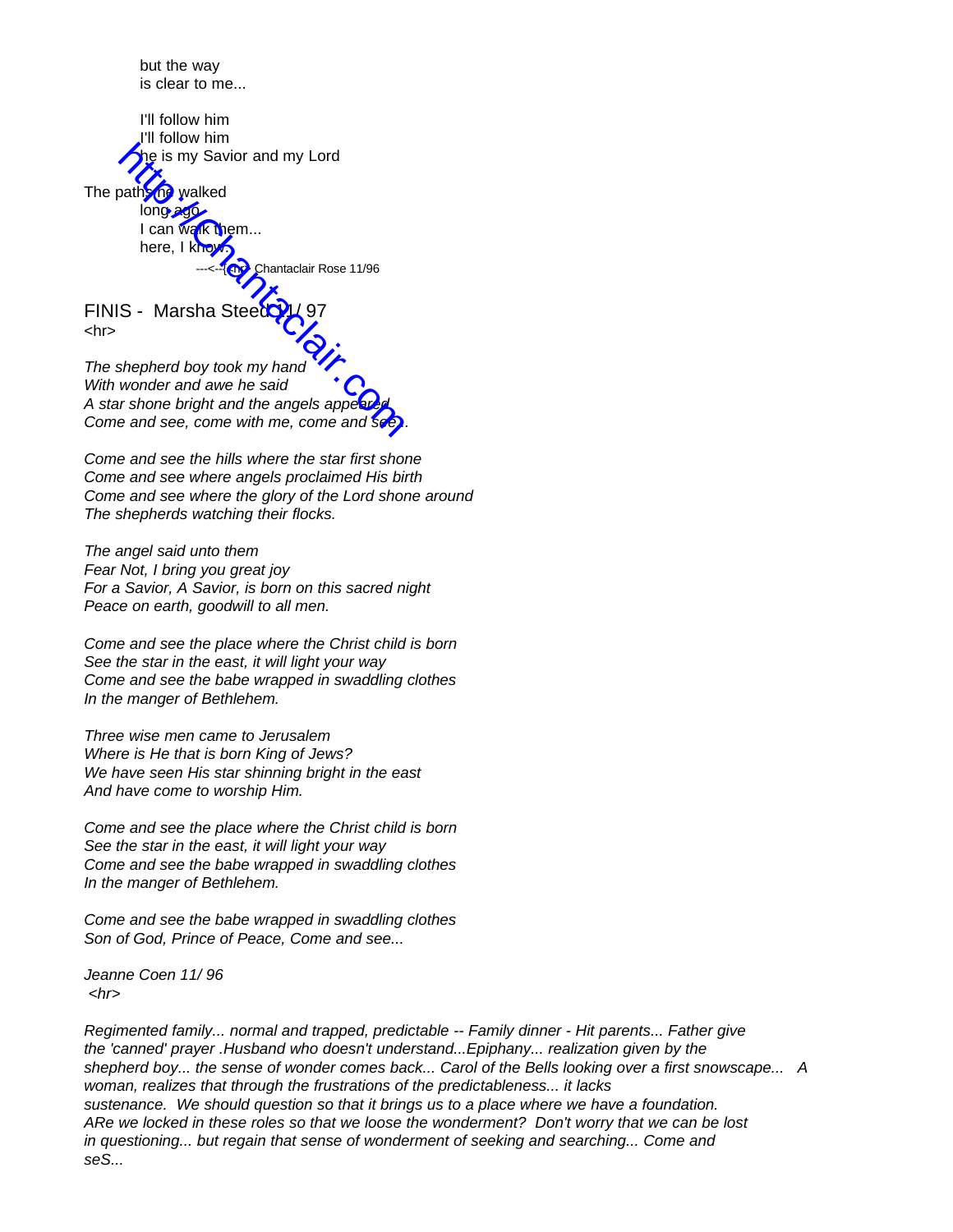but the way
is clear to me...

I'll follow him
I'll follow him
he is my Savior and my Lord

The paths he walked
long ago
I can walk them...
here, I know.

---<--{@ Chantaclair Rose 11/96

FINIS - Marsha Steed 11/ 97
<hr>

*The shepherd boy took my hand*
*With wonder and awe he said*
*A star shone bright and the angels appeared*
*Come and see, come with me, come and see...*

*Come and see the hills where the star first shone*
*Come and see where angels proclaimed His birth*
*Come and see where the glory of the Lord shone around*
*The shepherds watching their flocks.*

*The angel said unto them*
*Fear Not, I bring you great joy*
*For a Savior, A Savior, is born on this sacred night*
*Peace on earth, goodwill to all men.*

*Come and see the place where the Christ child is born*
*See the star in the east, it will light your way*
*Come and see the babe wrapped in swaddling clothes*
*In the manger of Bethlehem.*

*Three wise men came to Jerusalem*
*Where is He that is born King of Jews?*
*We have seen His star shinning bright in the east*
*And have come to worship Him.*

*Come and see the place where the Christ child is born*
*See the star in the east, it will light your way*
*Come and see the babe wrapped in swaddling clothes*
*In the manger of Bethlehem.*

*Come and see the babe wrapped in swaddling clothes*
*Son of God, Prince of Peace, Come and see...*

*Jeanne Coen 11/ 96*
*<hr>*

*Regimented family... normal and trapped, predictable -- Family dinner - Hit parents... Father give the 'canned' prayer .Husband who doesn't understand...Epiphany... realization given by the shepherd boy... the sense of wonder comes back... Carol of the Bells looking over a first snowscape... A woman, realizes that through the frustrations of the predictableness... it lacks sustenance. We should question so that it brings us to a place where we have a foundation. ARe we locked in these roles so that we loose the wonderment? Don't worry that we can be lost in questioning... but regain that sense of wonderment of seeking and searching... Come and seS...*